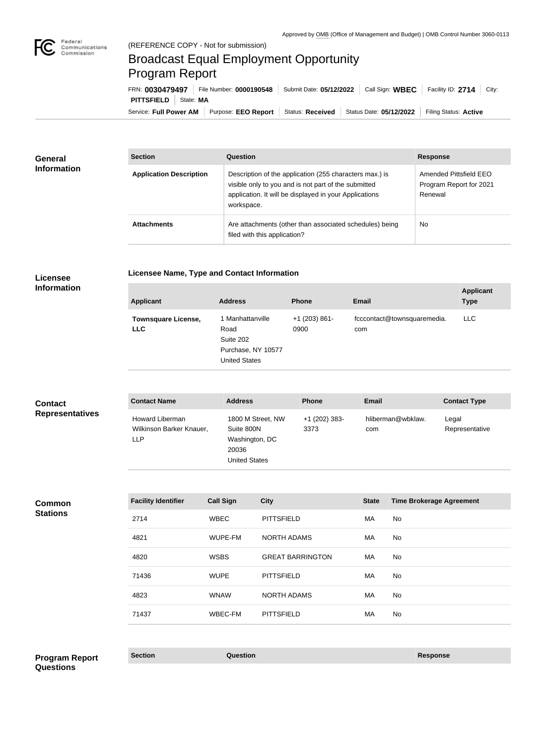Approved by OMB (Office of Management and Budget) | OMB Control Number 3060-0113

Federal Communications Commission

(REFERENCE COPY - Not for submission)

# Broadcast Equal Employment Opportunity Program Report

FRN: **0030479497** | File Number: **0000190548** | Submit Date: **05/12/2022** | Call Sign: **WBEC** | Facility ID: **2714** | City: **PITTSFIELD** | State: **MA**

Service: **Full Power AM** | Purpose: **EEO Report** | Status: **Received** | Status Date: **05/12/2022** | Filing Status: **Active**

## General Information

| Section | Question | Response |
| --- | --- | --- |
| **Application Description** | Description of the application (255 characters max.) is visible only to you and is not part of the submitted application. It will be displayed in your Applications workspace. | Amended Pittsfield EEO Program Report for 2021 Renewal |
| **Attachments** | Are attachments (other than associated schedules) being filed with this application? | No |

## Licensee Information

### Licensee Name, Type and Contact Information

| Applicant | Address | Phone | Email | Applicant Type |
| --- | --- | --- | --- | --- |
| **Townsquare License, LLC** | 1 Manhattanville Road Suite 202 Purchase, NY 10577 United States | +1 (203) 861-0900 | fcccontact@townsquaremedia.com | LLC |

## Contact Representatives

| Contact Name | Address | Phone | Email | Contact Type |
| --- | --- | --- | --- | --- |
| Howard Liberman Wilkinson Barker Knauer, LLP | 1800 M Street, NW Suite 800N Washington, DC 20036 United States | +1 (202) 383-3373 | hliberman@wbklaw.com | Legal Representative |

## Common Stations

| Facility Identifier | Call Sign | City | State | Time Brokerage Agreement |
| --- | --- | --- | --- | --- |
| 2714 | WBEC | PITTSFIELD | MA | No |
| 4821 | WUPE-FM | NORTH ADAMS | MA | No |
| 4820 | WSBS | GREAT BARRINGTON | MA | No |
| 71436 | WUPE | PITTSFIELD | MA | No |
| 4823 | WNAW | NORTH ADAMS | MA | No |
| 71437 | WBEC-FM | PITTSFIELD | MA | No |

## Program Report Questions

| Section | Question | Response |
| --- | --- | --- |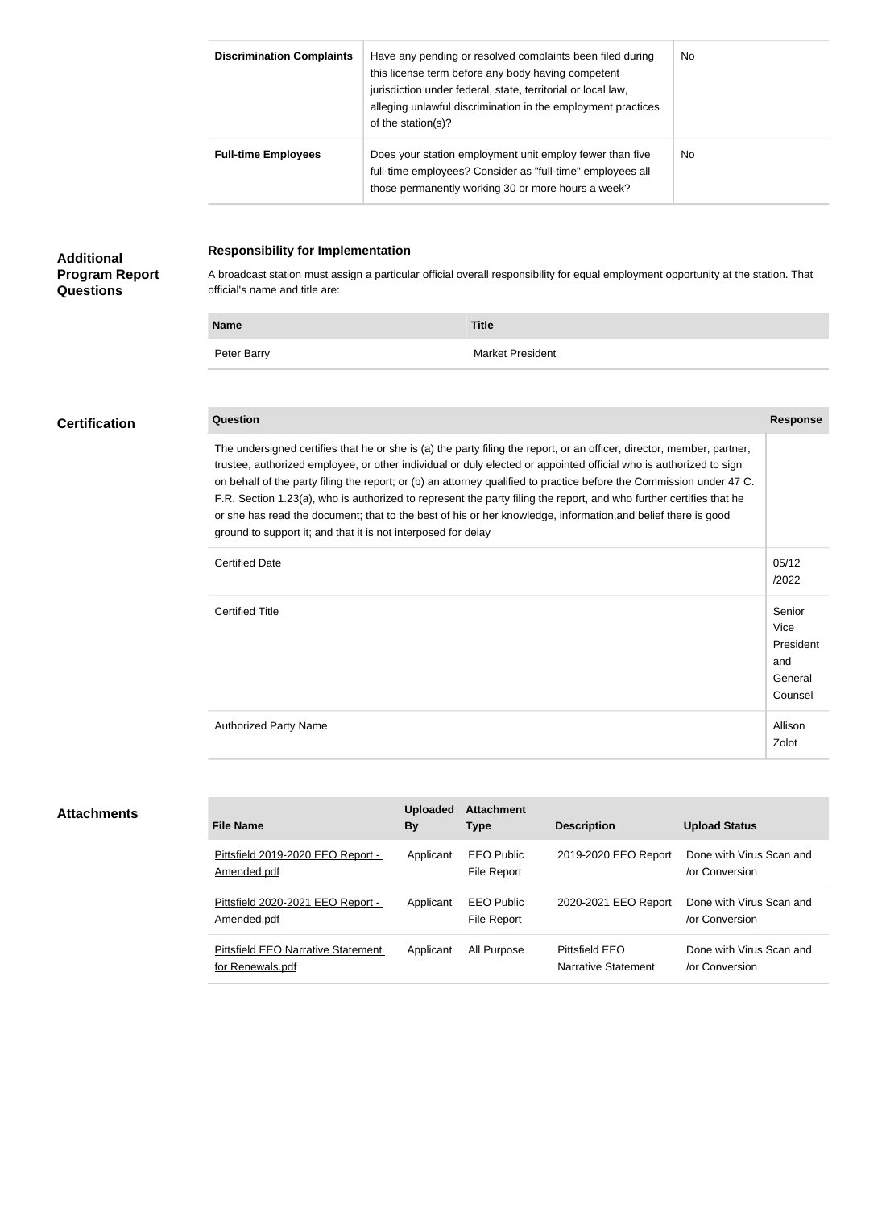| | | |
|---|---|---|
| **Discrimination Complaints** | Have any pending or resolved complaints been filed during this license term before any body having competent jurisdiction under federal, state, territorial or local law, alleging unlawful discrimination in the employment practices of the station(s)? | No |
| **Full-time Employees** | Does your station employment unit employ fewer than five full-time employees? Consider as "full-time" employees all those permanently working 30 or more hours a week? | No |

## Additional Program Report Questions

### Responsibility for Implementation

A broadcast station must assign a particular official overall responsibility for equal employment opportunity at the station. That official's name and title are:

| Name | Title |
|---|---|
| Peter Barry | Market President |

## Certification

| Question | Response |
|---|---|
| The undersigned certifies that he or she is (a) the party filing the report, or an officer, director, member, partner, trustee, authorized employee, or other individual or duly elected or appointed official who is authorized to sign on behalf of the party filing the report; or (b) an attorney qualified to practice before the Commission under 47 C.F.R. Section 1.23(a), who is authorized to represent the party filing the report, and who further certifies that he or she has read the document; that to the best of his or her knowledge, information,and belief there is good ground to support it; and that it is not interposed for delay | |
| Certified Date | 05/12/2022 |
| Certified Title | Senior Vice President and General Counsel |
| Authorized Party Name | Allison Zolot |

## Attachments

| File Name | Uploaded By | Attachment Type | Description | Upload Status |
|---|---|---|---|---|
| Pittsfield 2019-2020 EEO Report - Amended.pdf | Applicant | EEO Public File Report | 2019-2020 EEO Report | Done with Virus Scan and /or Conversion |
| Pittsfield 2020-2021 EEO Report - Amended.pdf | Applicant | EEO Public File Report | 2020-2021 EEO Report | Done with Virus Scan and /or Conversion |
| Pittsfield EEO Narrative Statement for Renewals.pdf | Applicant | All Purpose | Pittsfield EEO Narrative Statement | Done with Virus Scan and /or Conversion |